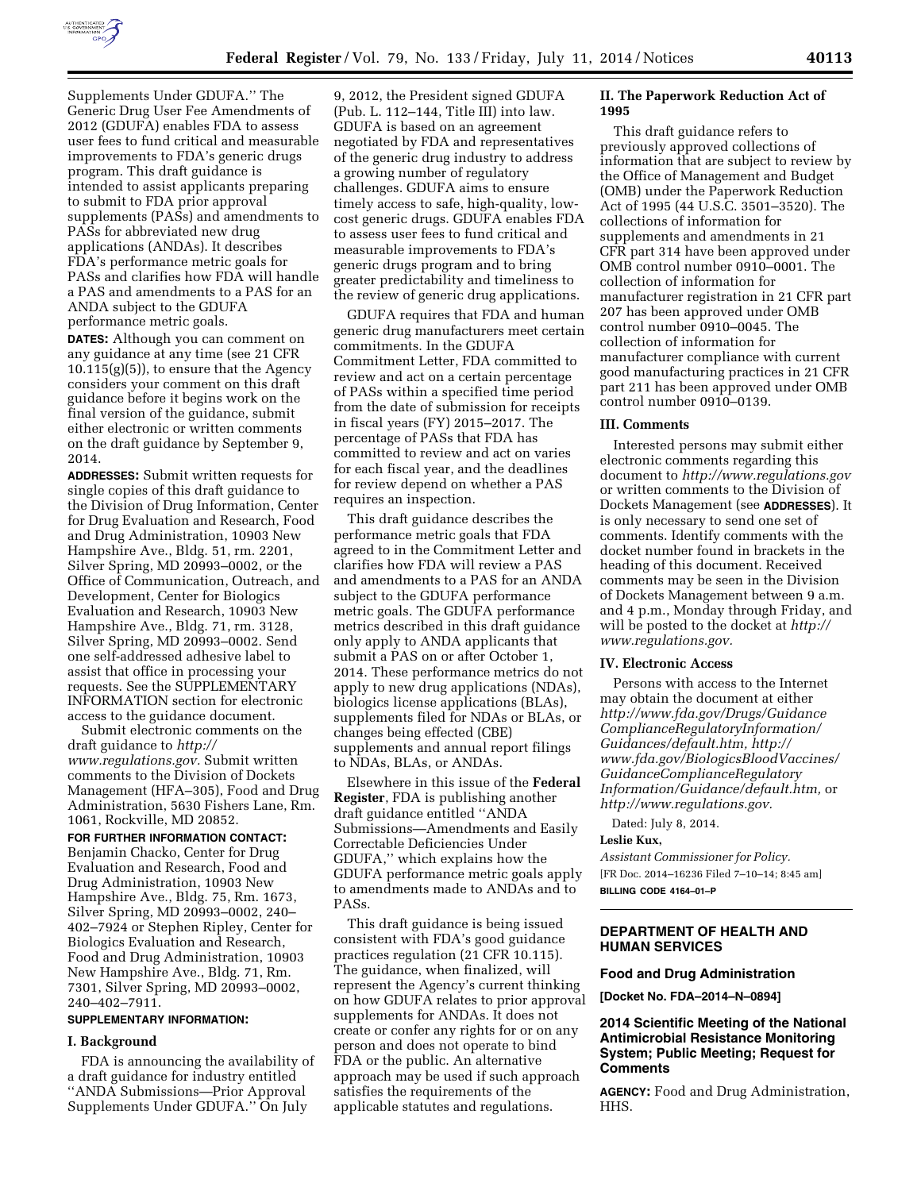Supplements Under GDUFA.'' The Generic Drug User Fee Amendments of 2012 (GDUFA) enables FDA to assess user fees to fund critical and measurable improvements to FDA's generic drugs program. This draft guidance is intended to assist applicants preparing to submit to FDA prior approval supplements (PASs) and amendments to PASs for abbreviated new drug applications (ANDAs). It describes FDA's performance metric goals for PASs and clarifies how FDA will handle a PAS and amendments to a PAS for an ANDA subject to the GDUFA performance metric goals.

**DATES:** Although you can comment on any guidance at any time (see 21 CFR 10.115(g)(5)), to ensure that the Agency considers your comment on this draft guidance before it begins work on the final version of the guidance, submit either electronic or written comments on the draft guidance by September 9, 2014.

**ADDRESSES:** Submit written requests for single copies of this draft guidance to the Division of Drug Information, Center for Drug Evaluation and Research, Food and Drug Administration, 10903 New Hampshire Ave., Bldg. 51, rm. 2201, Silver Spring, MD 20993–0002, or the Office of Communication, Outreach, and Development, Center for Biologics Evaluation and Research, 10903 New Hampshire Ave., Bldg. 71, rm. 3128, Silver Spring, MD 20993–0002. Send one self-addressed adhesive label to assist that office in processing your requests. See the SUPPLEMENTARY INFORMATION section for electronic access to the guidance document.

Submit electronic comments on the draft guidance to *http://www.regulations.gov.* Submit written comments to the Division of Dockets Management (HFA–305), Food and Drug Administration, 5630 Fishers Lane, Rm. 1061, Rockville, MD 20852.

**FOR FURTHER INFORMATION CONTACT:** Benjamin Chacko, Center for Drug Evaluation and Research, Food and Drug Administration, 10903 New Hampshire Ave., Bldg. 75, Rm. 1673, Silver Spring, MD 20993–0002, 240–402–7924 or Stephen Ripley, Center for Biologics Evaluation and Research, Food and Drug Administration, 10903 New Hampshire Ave., Bldg. 71, Rm. 7301, Silver Spring, MD 20993–0002, 240–402–7911.

**SUPPLEMENTARY INFORMATION:**

## I. Background

FDA is announcing the availability of a draft guidance for industry entitled ''ANDA Submissions—Prior Approval Supplements Under GDUFA.'' On July 9, 2012, the President signed GDUFA (Pub. L. 112–144, Title III) into law. GDUFA is based on an agreement negotiated by FDA and representatives of the generic drug industry to address a growing number of regulatory challenges. GDUFA aims to ensure timely access to safe, high-quality, low-cost generic drugs. GDUFA enables FDA to assess user fees to fund critical and measurable improvements to FDA's generic drugs program and to bring greater predictability and timeliness to the review of generic drug applications.

GDUFA requires that FDA and human generic drug manufacturers meet certain commitments. In the GDUFA Commitment Letter, FDA committed to review and act on a certain percentage of PASs within a specified time period from the date of submission for receipts in fiscal years (FY) 2015–2017. The percentage of PASs that FDA has committed to review and act on varies for each fiscal year, and the deadlines for review depend on whether a PAS requires an inspection.

This draft guidance describes the performance metric goals that FDA agreed to in the Commitment Letter and clarifies how FDA will review a PAS and amendments to a PAS for an ANDA subject to the GDUFA performance metric goals. The GDUFA performance metrics described in this draft guidance only apply to ANDA applicants that submit a PAS on or after October 1, 2014. These performance metrics do not apply to new drug applications (NDAs), biologics license applications (BLAs), supplements filed for NDAs or BLAs, or changes being effected (CBE) supplements and annual report filings to NDAs, BLAs, or ANDAs.

Elsewhere in this issue of the **Federal Register**, FDA is publishing another draft guidance entitled ''ANDA Submissions—Amendments and Easily Correctable Deficiencies Under GDUFA,'' which explains how the GDUFA performance metric goals apply to amendments made to ANDAs and to PASs.

This draft guidance is being issued consistent with FDA's good guidance practices regulation (21 CFR 10.115). The guidance, when finalized, will represent the Agency's current thinking on how GDUFA relates to prior approval supplements for ANDAs. It does not create or confer any rights for or on any person and does not operate to bind FDA or the public. An alternative approach may be used if such approach satisfies the requirements of the applicable statutes and regulations.

## II. The Paperwork Reduction Act of 1995

This draft guidance refers to previously approved collections of information that are subject to review by the Office of Management and Budget (OMB) under the Paperwork Reduction Act of 1995 (44 U.S.C. 3501–3520). The collections of information for supplements and amendments in 21 CFR part 314 have been approved under OMB control number 0910–0001. The collection of information for manufacturer registration in 21 CFR part 207 has been approved under OMB control number 0910–0045. The collection of information for manufacturer compliance with current good manufacturing practices in 21 CFR part 211 has been approved under OMB control number 0910–0139.

## III. Comments

Interested persons may submit either electronic comments regarding this document to *http://www.regulations.gov* or written comments to the Division of Dockets Management (see **ADDRESSES**). It is only necessary to send one set of comments. Identify comments with the docket number found in brackets in the heading of this document. Received comments may be seen in the Division of Dockets Management between 9 a.m. and 4 p.m., Monday through Friday, and will be posted to the docket at *http://www.regulations.gov.*

## IV. Electronic Access

Persons with access to the Internet may obtain the document at either *http://www.fda.gov/Drugs/GuidanceComplianceRegulatoryInformation/Guidances/default.htm, http://www.fda.gov/BiologicsBloodVaccines/GuidanceComplianceRegulatoryInformation/Guidance/default.htm,* or *http://www.regulations.gov.*

Dated: July 8, 2014.

**Leslie Kux,**

*Assistant Commissioner for Policy.*

[FR Doc. 2014–16236 Filed 7–10–14; 8:45 am]

**BILLING CODE 4164–01–P**

---

## DEPARTMENT OF HEALTH AND HUMAN SERVICES

### Food and Drug Administration

**[Docket No. FDA–2014–N–0894]**

### 2014 Scientific Meeting of the National Antimicrobial Resistance Monitoring System; Public Meeting; Request for Comments

**AGENCY:** Food and Drug Administration, HHS.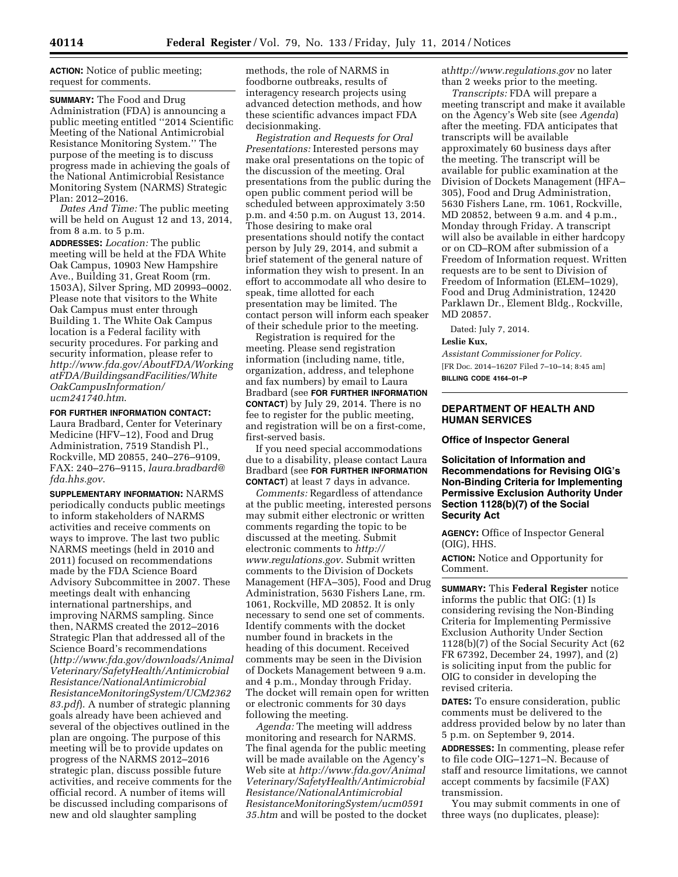**ACTION:** Notice of public meeting; request for comments.

**SUMMARY:** The Food and Drug Administration (FDA) is announcing a public meeting entitled ''2014 Scientific Meeting of the National Antimicrobial Resistance Monitoring System.'' The purpose of the meeting is to discuss progress made in achieving the goals of the National Antimicrobial Resistance Monitoring System (NARMS) Strategic Plan: 2012–2016.

*Dates And Time:* The public meeting will be held on August 12 and 13, 2014, from 8 a.m. to 5 p.m.

**ADDRESSES:** *Location:* The public meeting will be held at the FDA White Oak Campus, 10903 New Hampshire Ave., Building 31, Great Room (rm. 1503A), Silver Spring, MD 20993–0002. Please note that visitors to the White Oak Campus must enter through Building 1. The White Oak Campus location is a Federal facility with security procedures. For parking and security information, please refer to *http://www.fda.gov/AboutFDA/WorkingatFDA/BuildingsandFacilities/WhiteOakCampusInformation/ucm241740.htm*.

**FOR FURTHER INFORMATION CONTACT:** Laura Bradbard, Center for Veterinary Medicine (HFV–12), Food and Drug Administration, 7519 Standish Pl., Rockville, MD 20855, 240–276–9109, FAX: 240–276–9115, *laura.bradbard@fda.hhs.gov*.

**SUPPLEMENTARY INFORMATION:** NARMS periodically conducts public meetings to inform stakeholders of NARMS activities and receive comments on ways to improve. The last two public NARMS meetings (held in 2010 and 2011) focused on recommendations made by the FDA Science Board Advisory Subcommittee in 2007. These meetings dealt with enhancing international partnerships, and improving NARMS sampling. Since then, NARMS created the 2012–2016 Strategic Plan that addressed all of the Science Board's recommendations (*http://www.fda.gov/downloads/AnimalVeterinary/SafetyHealth/AntimicrobialResistance/NationalAntimicrobialResistanceMonitoringSystem/UCM236283.pdf*). A number of strategic planning goals already have been achieved and several of the objectives outlined in the plan are ongoing. The purpose of this meeting will be to provide updates on progress of the NARMS 2012–2016 strategic plan, discuss possible future activities, and receive comments for the official record. A number of items will be discussed including comparisons of new and old slaughter sampling methods, the role of NARMS in foodborne outbreaks, results of interagency research projects using advanced detection methods, and how these scientific advances impact FDA decisionmaking.

*Registration and Requests for Oral Presentations:* Interested persons may make oral presentations on the topic of the discussion of the meeting. Oral presentations from the public during the open public comment period will be scheduled between approximately 3:50 p.m. and 4:50 p.m. on August 13, 2014. Those desiring to make oral presentations should notify the contact person by July 29, 2014, and submit a brief statement of the general nature of information they wish to present. In an effort to accommodate all who desire to speak, time allotted for each presentation may be limited. The contact person will inform each speaker of their schedule prior to the meeting.

Registration is required for the meeting. Please send registration information (including name, title, organization, address, and telephone and fax numbers) by email to Laura Bradbard (see **FOR FURTHER INFORMATION CONTACT**) by July 29, 2014. There is no fee to register for the public meeting, and registration will be on a first-come, first-served basis.

If you need special accommodations due to a disability, please contact Laura Bradbard (see **FOR FURTHER INFORMATION CONTACT**) at least 7 days in advance.

*Comments:* Regardless of attendance at the public meeting, interested persons may submit either electronic or written comments regarding the topic to be discussed at the meeting. Submit electronic comments to *http://www.regulations.gov*. Submit written comments to the Division of Dockets Management (HFA–305), Food and Drug Administration, 5630 Fishers Lane, rm. 1061, Rockville, MD 20852. It is only necessary to send one set of comments. Identify comments with the docket number found in brackets in the heading of this document. Received comments may be seen in the Division of Dockets Management between 9 a.m. and 4 p.m., Monday through Friday. The docket will remain open for written or electronic comments for 30 days following the meeting.

*Agenda:* The meeting will address monitoring and research for NARMS. The final agenda for the public meeting will be made available on the Agency's Web site at *http://www.fda.gov/AnimalVeterinary/SafetyHealth/AntimicrobialResistance/NationalAntimicrobialResistanceMonitoringSystem/ucm059135.htm* and will be posted to the docket at*http://www.regulations.gov* no later than 2 weeks prior to the meeting.

*Transcripts:* FDA will prepare a meeting transcript and make it available on the Agency's Web site (see *Agenda*) after the meeting. FDA anticipates that transcripts will be available approximately 60 business days after the meeting. The transcript will be available for public examination at the Division of Dockets Management (HFA–305), Food and Drug Administration, 5630 Fishers Lane, rm. 1061, Rockville, MD 20852, between 9 a.m. and 4 p.m., Monday through Friday. A transcript will also be available in either hardcopy or on CD–ROM after submission of a Freedom of Information request. Written requests are to be sent to Division of Freedom of Information (ELEM–1029), Food and Drug Administration, 12420 Parklawn Dr., Element Bldg., Rockville, MD 20857.

Dated: July 7, 2014.

**Leslie Kux,**

*Assistant Commissioner for Policy.*

[FR Doc. 2014–16207 Filed 7–10–14; 8:45 am]

**BILLING CODE 4164–01–P**

## DEPARTMENT OF HEALTH AND HUMAN SERVICES

### Office of Inspector General

### Solicitation of Information and Recommendations for Revising OIG's Non-Binding Criteria for Implementing Permissive Exclusion Authority Under Section 1128(b)(7) of the Social Security Act

**AGENCY:** Office of Inspector General (OIG), HHS.

**ACTION:** Notice and Opportunity for Comment.

**SUMMARY:** This **Federal Register** notice informs the public that OIG: (1) Is considering revising the Non-Binding Criteria for Implementing Permissive Exclusion Authority Under Section 1128(b)(7) of the Social Security Act (62 FR 67392, December 24, 1997), and (2) is soliciting input from the public for OIG to consider in developing the revised criteria.

**DATES:** To ensure consideration, public comments must be delivered to the address provided below by no later than 5 p.m. on September 9, 2014.

**ADDRESSES:** In commenting, please refer to file code OIG–1271–N. Because of staff and resource limitations, we cannot accept comments by facsimile (FAX) transmission.

You may submit comments in one of three ways (no duplicates, please):